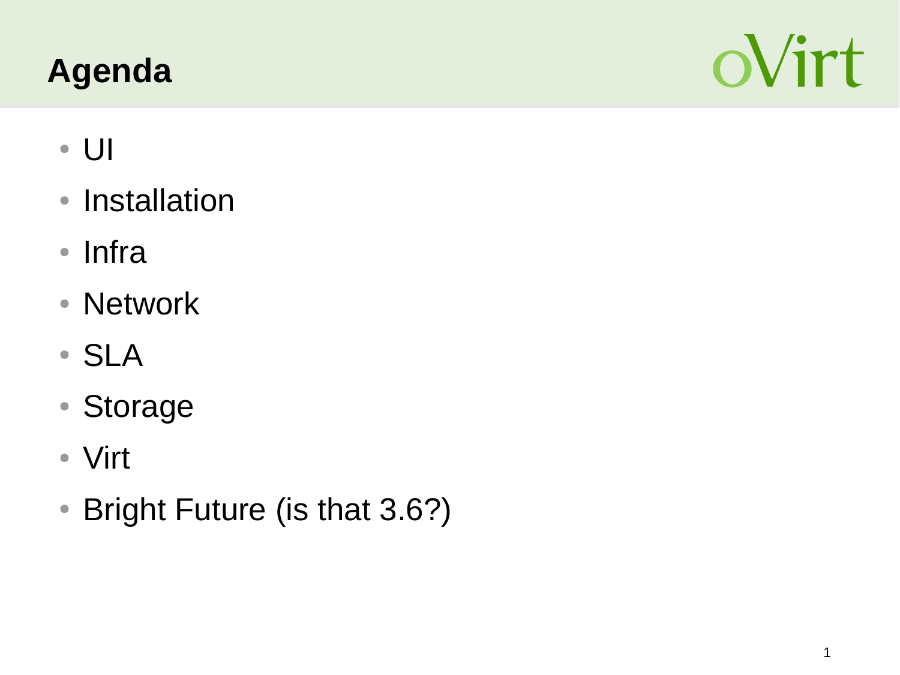# Agenda

oVirt

- UI
- Installation
- Infra
- Network
- SLA
- Storage
- Virt
- Bright Future (is that 3.6?)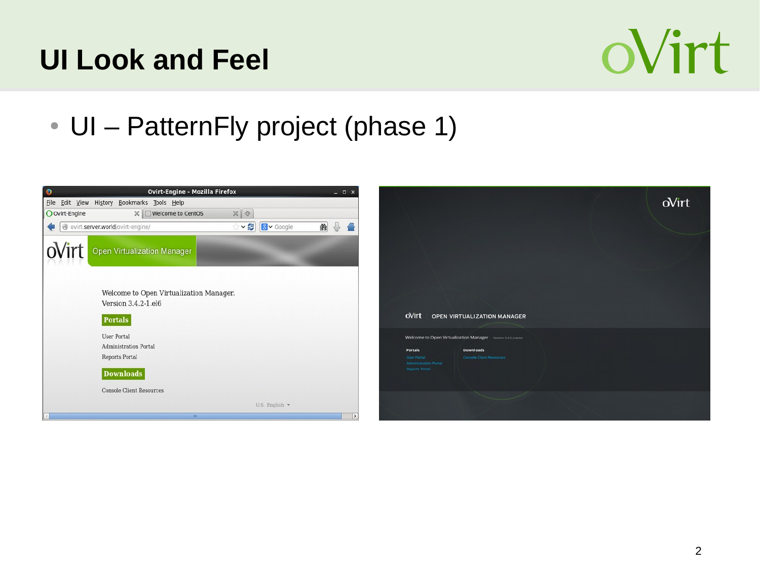# UI Look and Feel

- UI – PatternFly project (phase 1)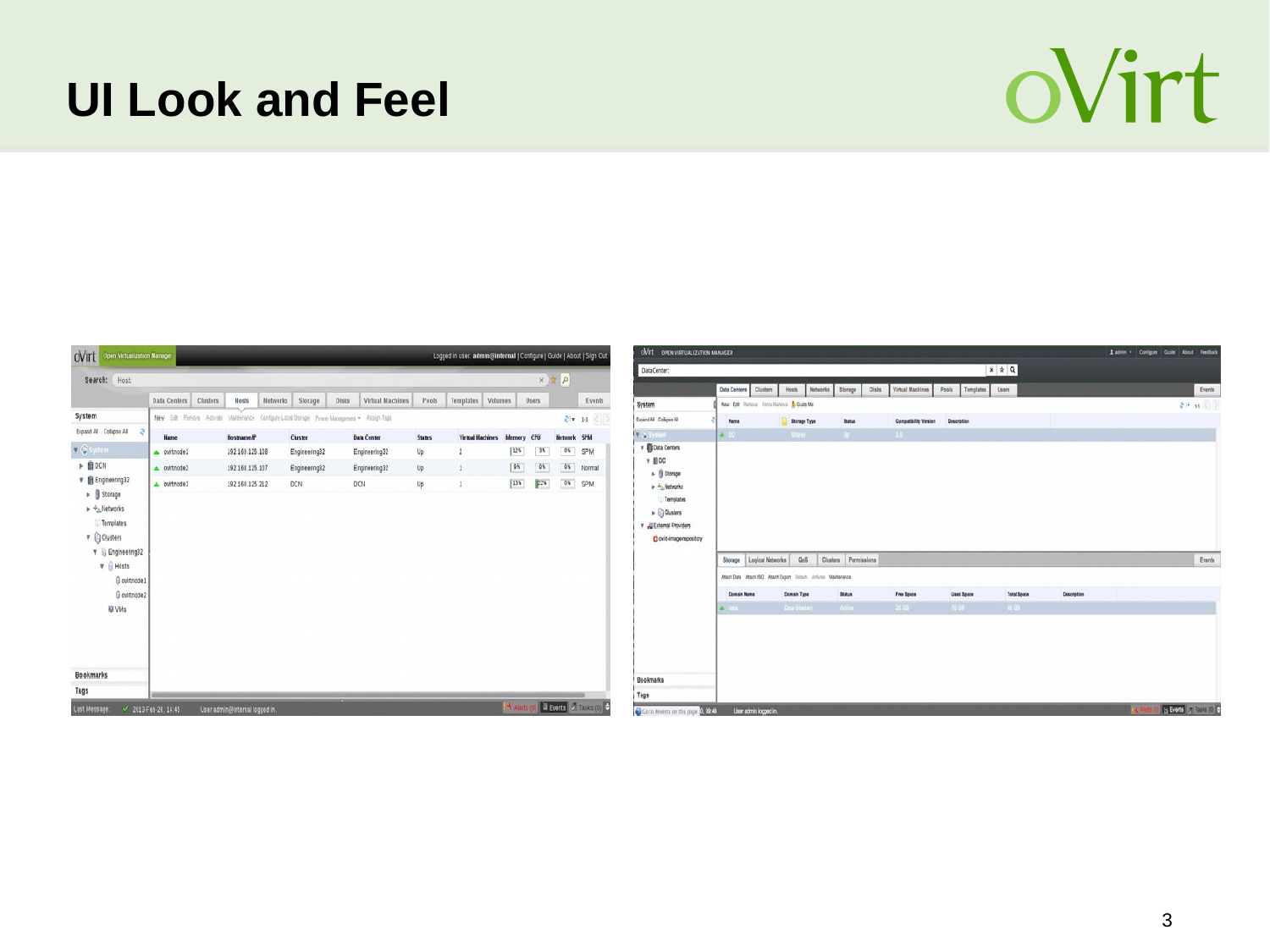# UI Look and Feel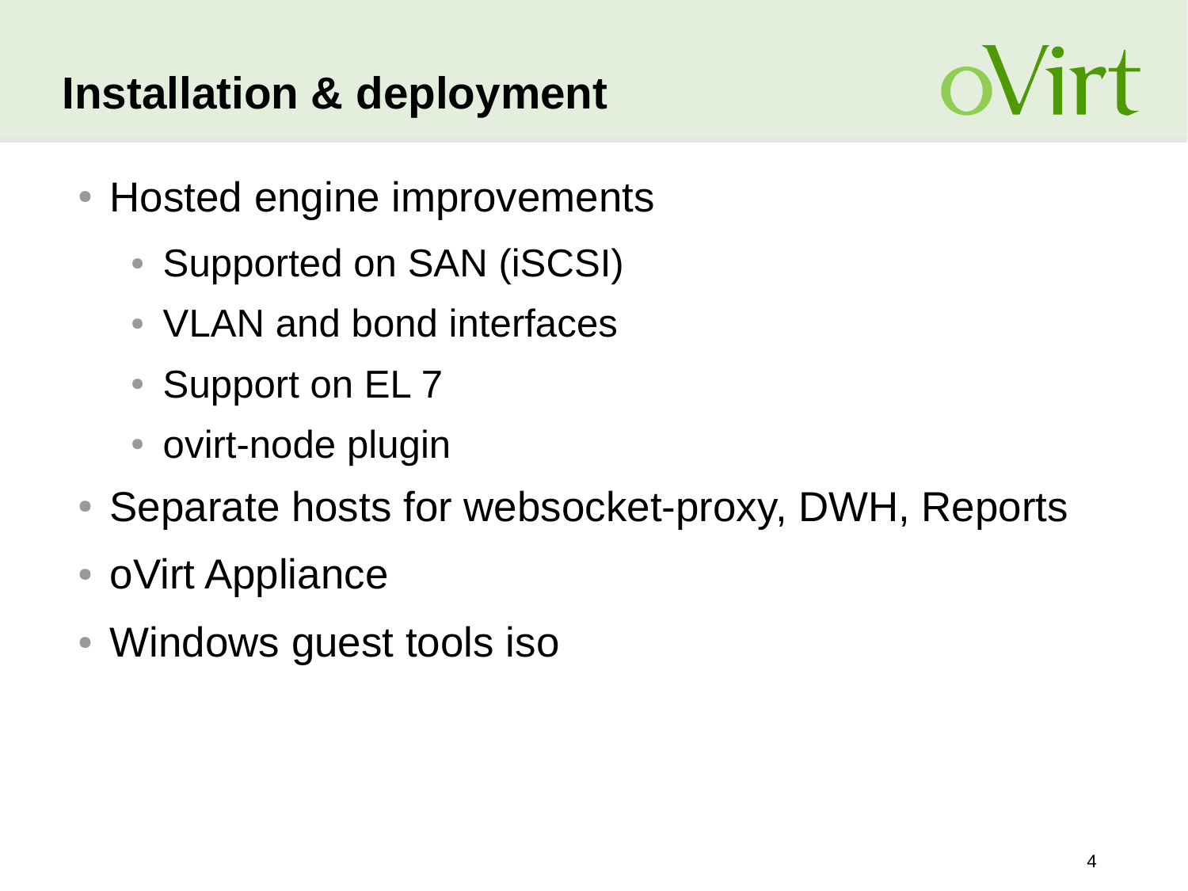# Installation & deployment

- Hosted engine improvements
  - Supported on SAN (iSCSI)
  - VLAN and bond interfaces
  - Support on EL 7
  - ovirt-node plugin
- Separate hosts for websocket-proxy, DWH, Reports
- oVirt Appliance
- Windows guest tools iso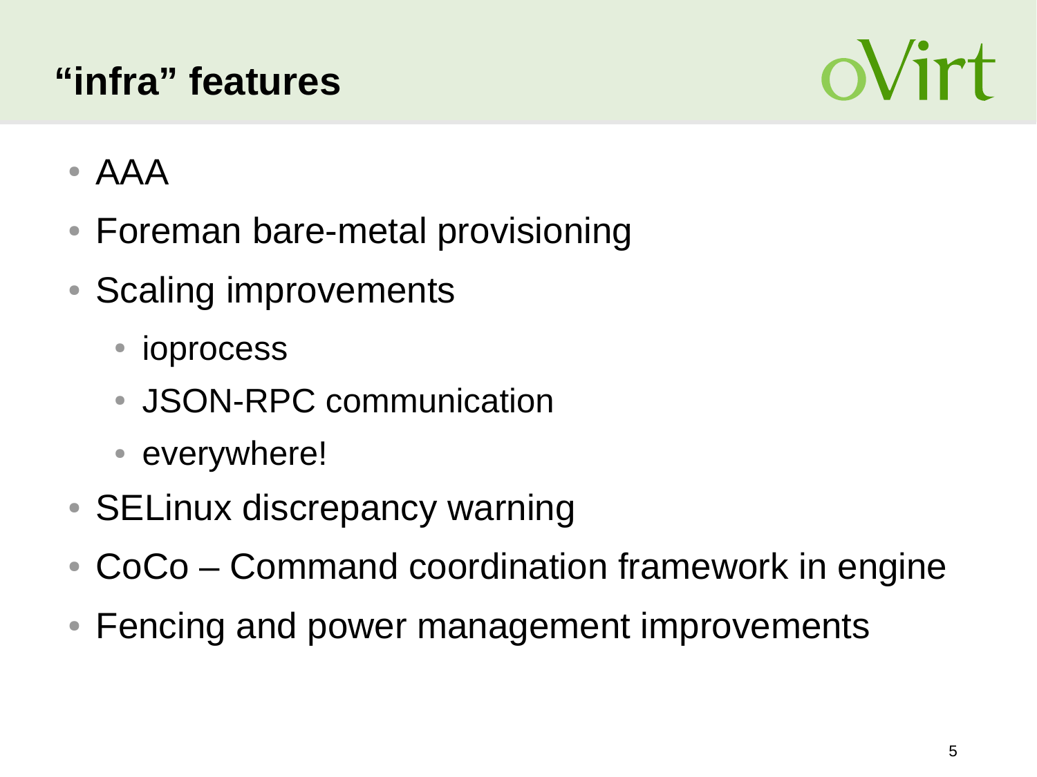# "infra" features

- AAA
- Foreman bare-metal provisioning
- Scaling improvements
  - ioprocess
  - JSON-RPC communication
  - everywhere!
- SELinux discrepancy warning
- CoCo – Command coordination framework in engine
- Fencing and power management improvements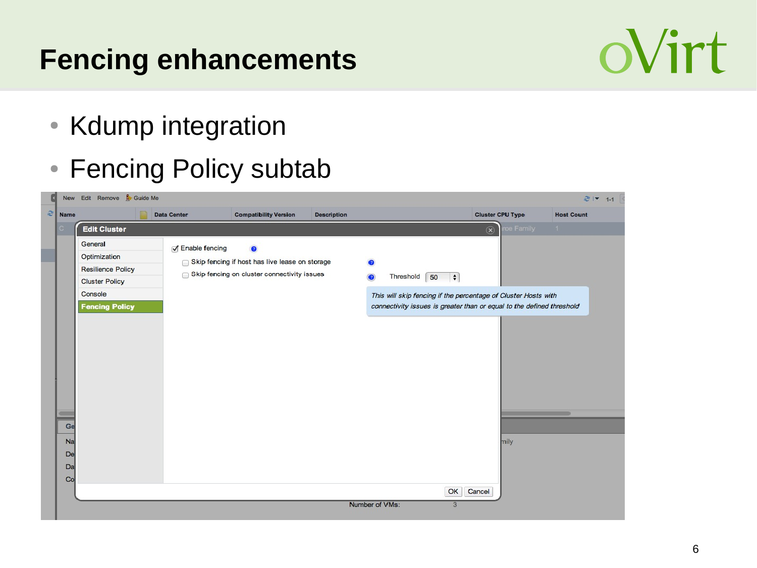# Fencing enhancements

- Kdump integration
- Fencing Policy subtab

Edit Cluster

- General
- Optimization
- Resilience Policy
- Cluster Policy
- Console
- **Fencing Policy**

☑ Enable fencing

☐ Skip fencing if host has live lease on storage

☐ Skip fencing on cluster connectivity issues — Threshold 50

*This will skip fencing if the percentage of Cluster Hosts with connectivity issues is greater than or equal to the defined threshold*

OK Cancel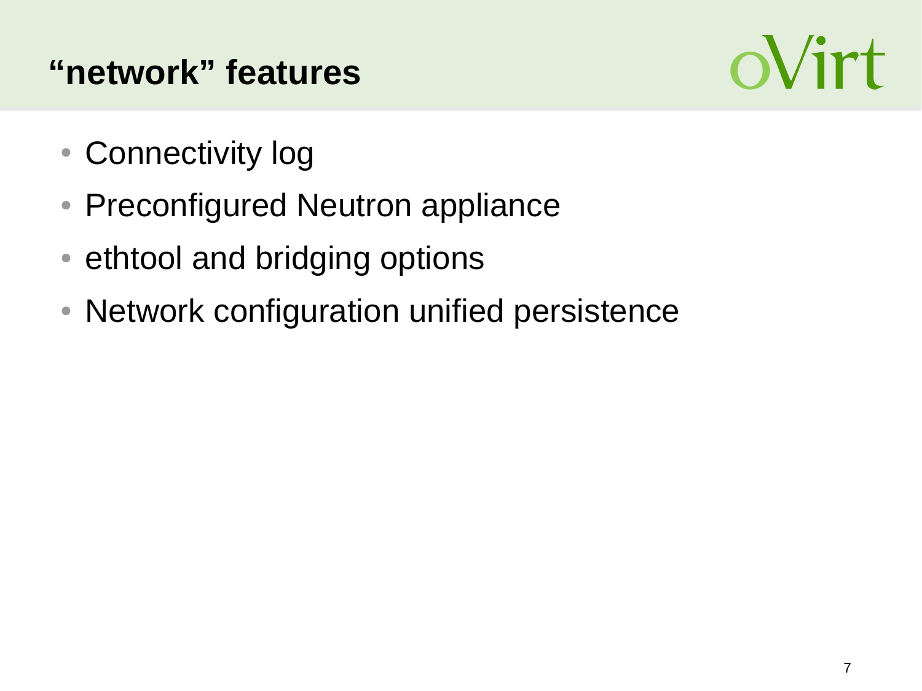# “network” features

- Connectivity log
- Preconfigured Neutron appliance
- ethtool and bridging options
- Network configuration unified persistence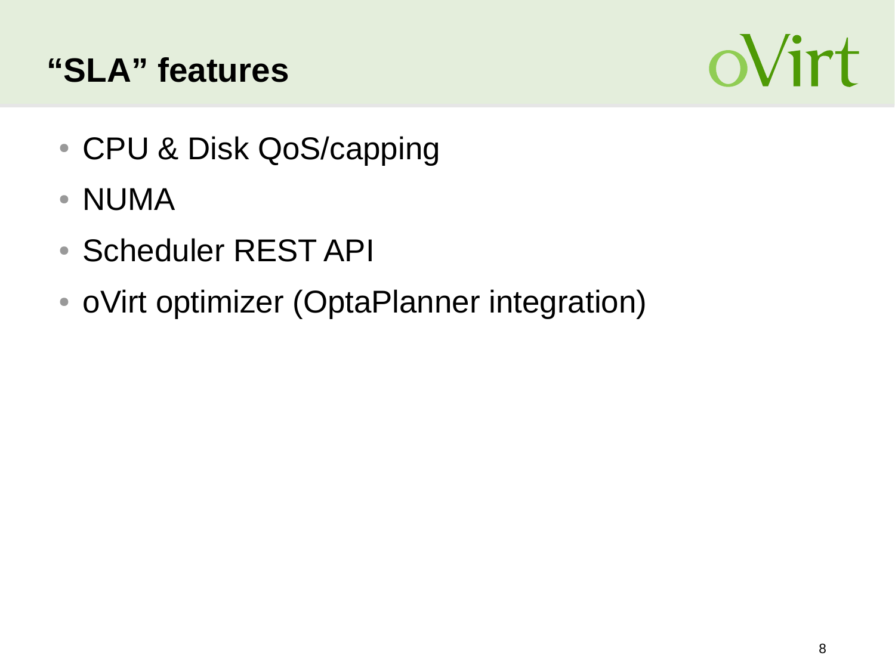# “SLA” features

- CPU & Disk QoS/capping
- NUMA
- Scheduler REST API
- oVirt optimizer (OptaPlanner integration)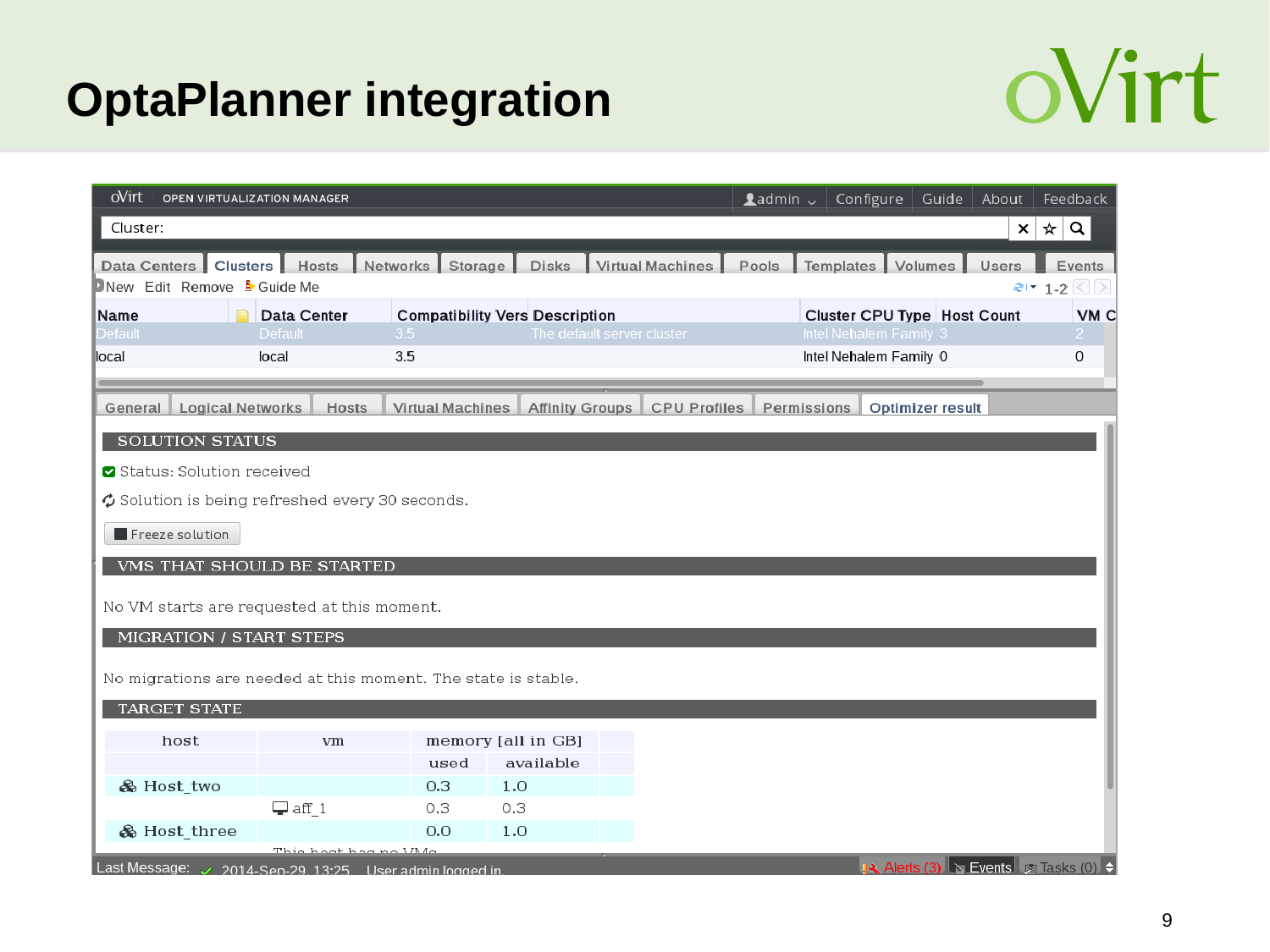# OptaPlanner integration

oVirt OPEN VIRTUALIZATION MANAGER — admin | Configure | Guide | About | Feedback

Cluster:

Data Centers | Clusters | Hosts | Networks | Storage | Disks | Virtual Machines | Pools | Templates | Volumes | Users | Events

New Edit Remove Guide Me — 1-2

| Name | | Data Center | Compatibility Vers | Description | Cluster CPU Type | Host Count | VM C |
|---|---|---|---|---|---|---|---|
| Default | | Default | 3.5 | The default server cluster | Intel Nehalem Family | 3 | 2 |
| local | | local | 3.5 | | Intel Nehalem Family | 0 | 0 |

General | Logical Networks | Hosts | Virtual Machines | Affinity Groups | CPU Profiles | Permissions | Optimizer result

## SOLUTION STATUS

Status: Solution received

Solution is being refreshed every 30 seconds.

Freeze solution

## VMS THAT SHOULD BE STARTED

No VM starts are requested at this moment.

## MIGRATION / START STEPS

No migrations are needed at this moment. The state is stable.

## TARGET STATE

| host | vm | memory [all in GB] | |
|---|---|---|---|
| | | used | available |
| Host_two | | 0.3 | 1.0 |
| | aff_1 | 0.3 | 0.3 |
| Host_three | | 0.0 | 1.0 |
| | This host has no VMs | | |

Last Message: 2014-Sep-29, 13:25 User admin logged in. — Alerts (3) | Events | Tasks (0)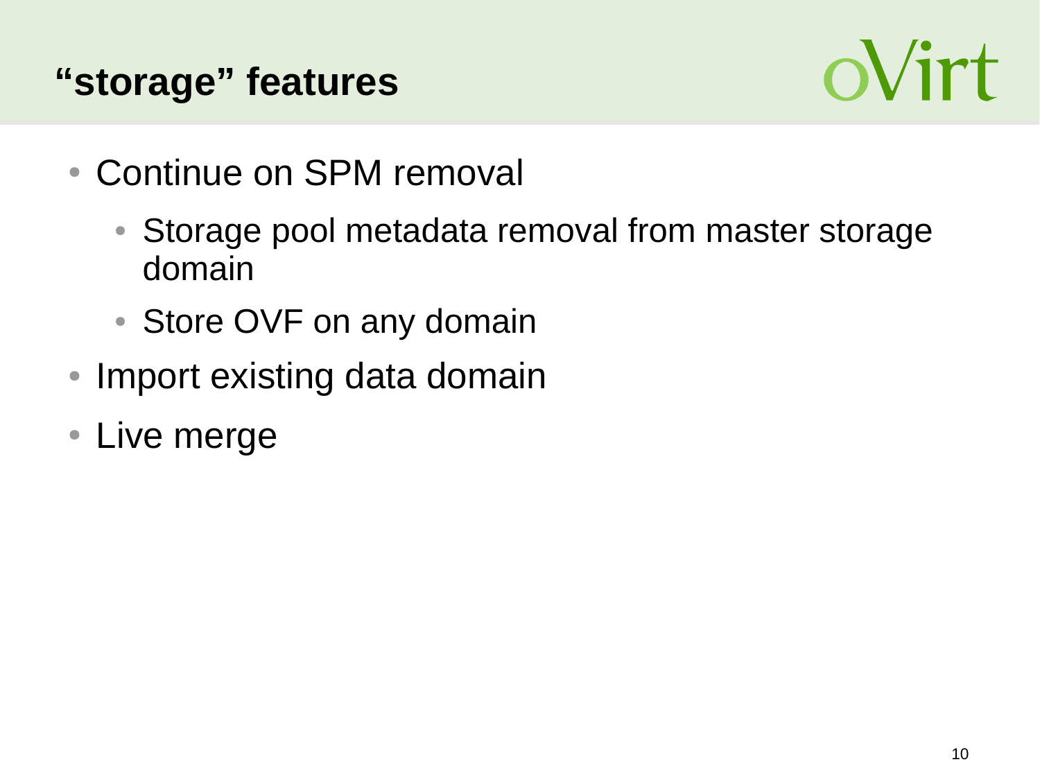# “storage” features

- Continue on SPM removal
  - Storage pool metadata removal from master storage domain
  - Store OVF on any domain
- Import existing data domain
- Live merge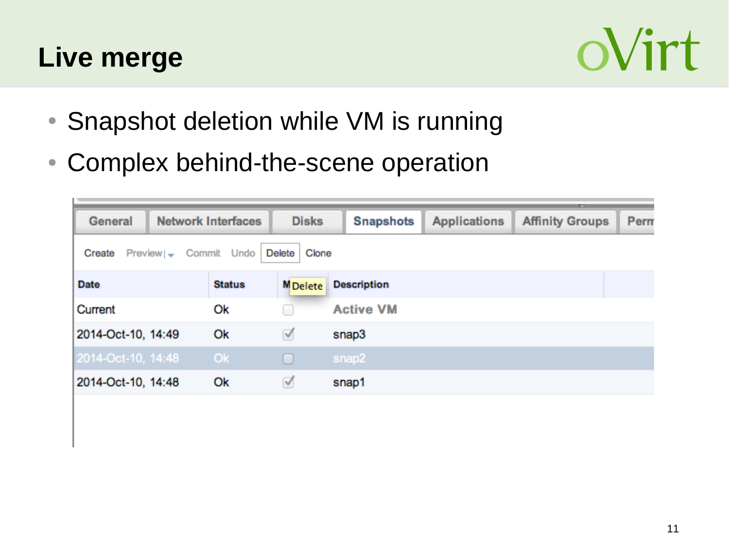# Live merge

- Snapshot deletion while VM is running
- Complex behind-the-scene operation

General | Network Interfaces | Disks | Snapshots | Applications | Affinity Groups | Perm

Create  Preview  Commit  Undo  Delete  Clone

| Date | Status | M | Description |
|---|---|---|---|
| Current | Ok | ☐ | Active VM |
| 2014-Oct-10, 14:49 | Ok | ☑ | snap3 |
| 2014-Oct-10, 14:48 | Ok | ☐ | snap2 |
| 2014-Oct-10, 14:48 | Ok | ☑ | snap1 |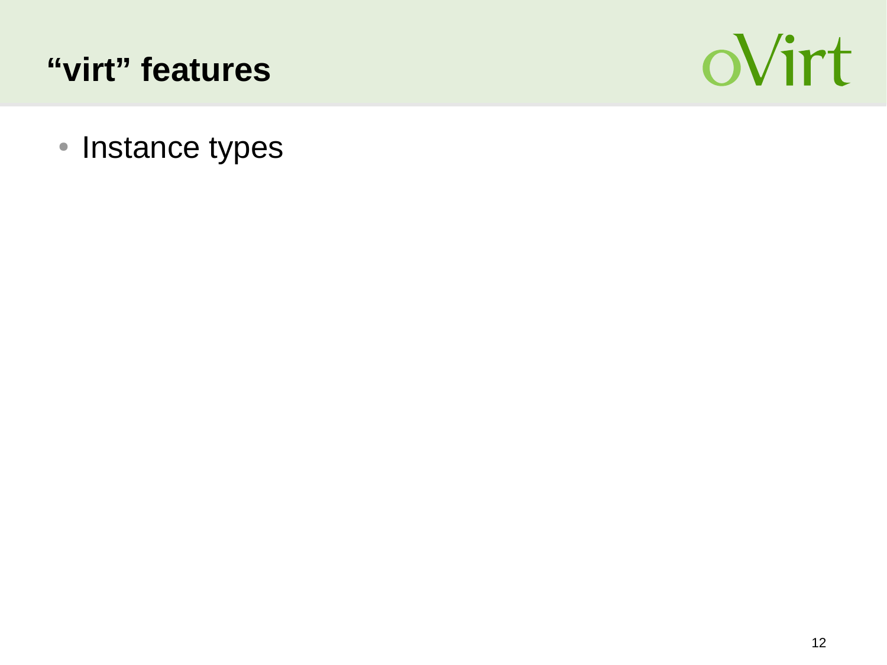# “virt” features

- Instance types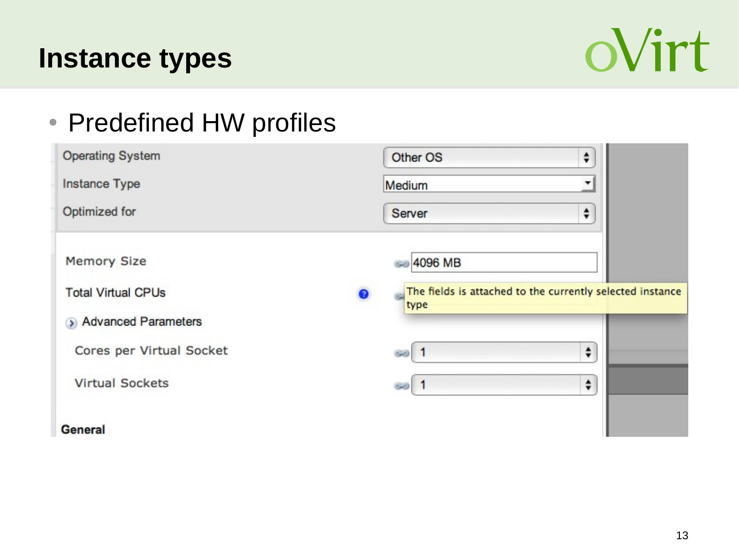# Instance types

- Predefined HW profiles

| | |
|---|---|
| Operating System | Other OS |
| Instance Type | Medium |
| Optimized for | Server |
| Memory Size | 4096 MB |
| Total Virtual CPUs | The fields is attached to the currently selected instance type |
| Advanced Parameters | |
| Cores per Virtual Socket | 1 |
| Virtual Sockets | 1 |

**General**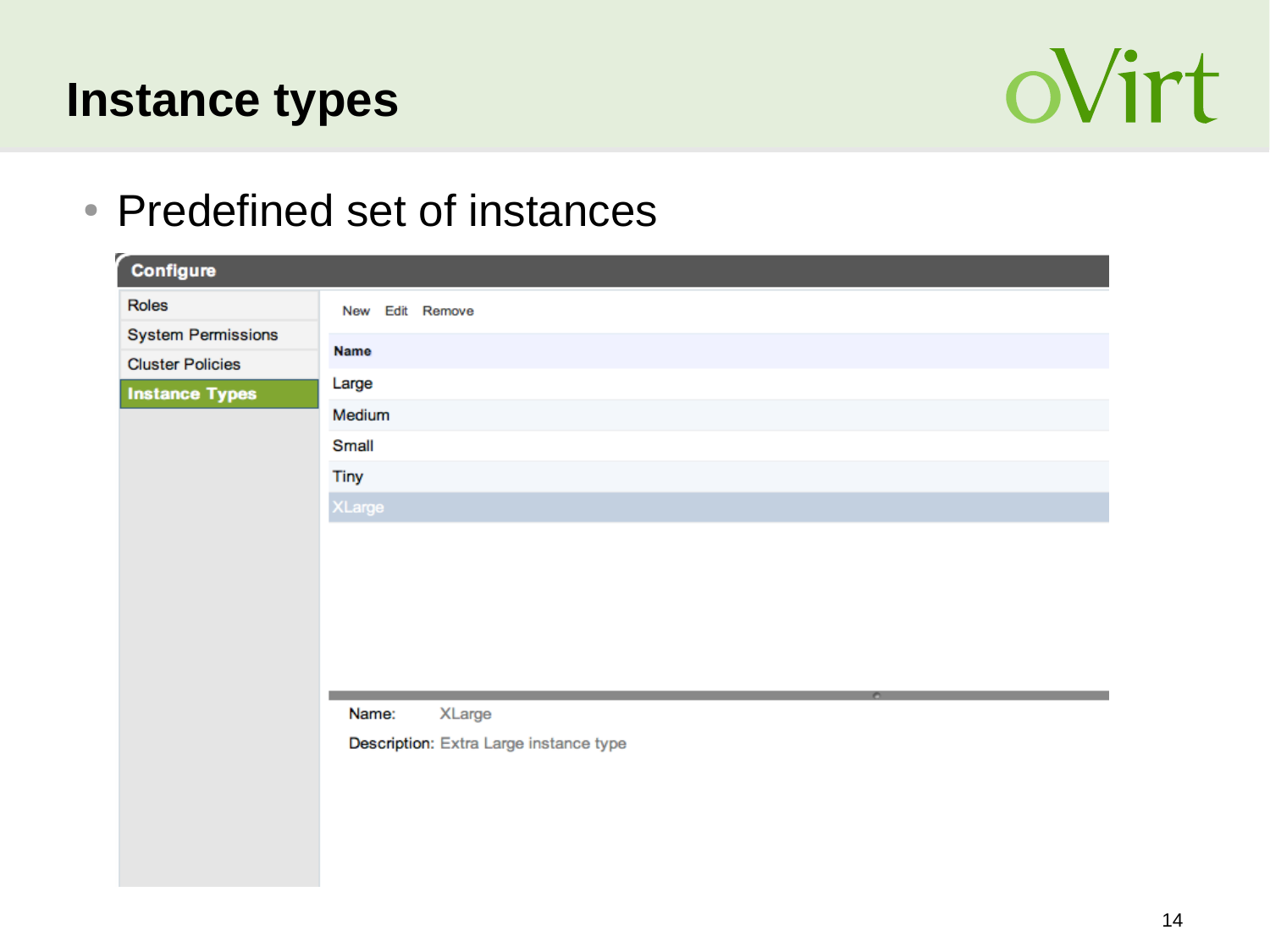# Instance types

- Predefined set of instances

**Configure**

- Roles
- System Permissions
- Cluster Policies
- **Instance Types**

New Edit Remove

| Name |
| --- |
| Large |
| Medium |
| Small |
| Tiny |
| XLarge |

Name: XLarge

Description: Extra Large instance type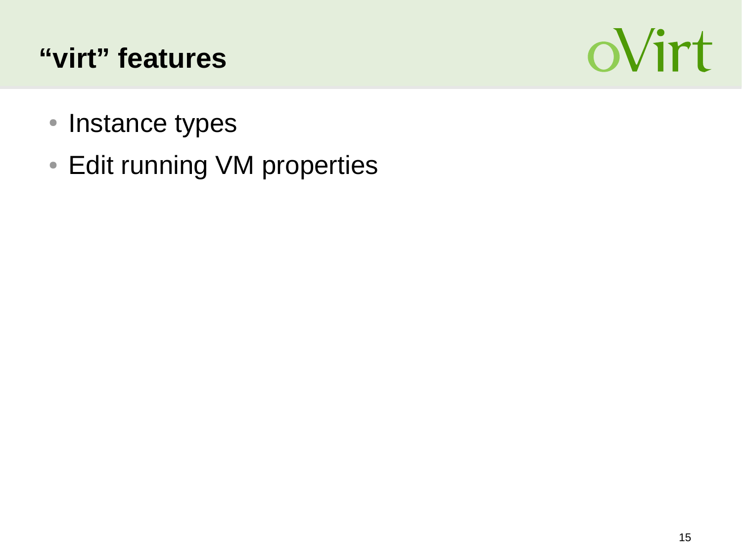# “virt” features

- Instance types
- Edit running VM properties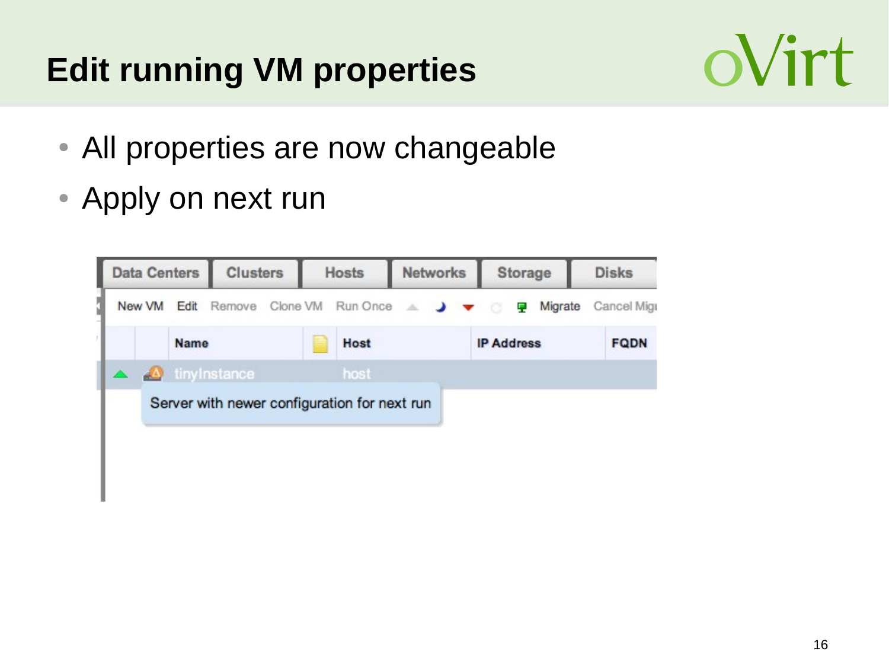# Edit running VM properties

- All properties are now changeable
- Apply on next run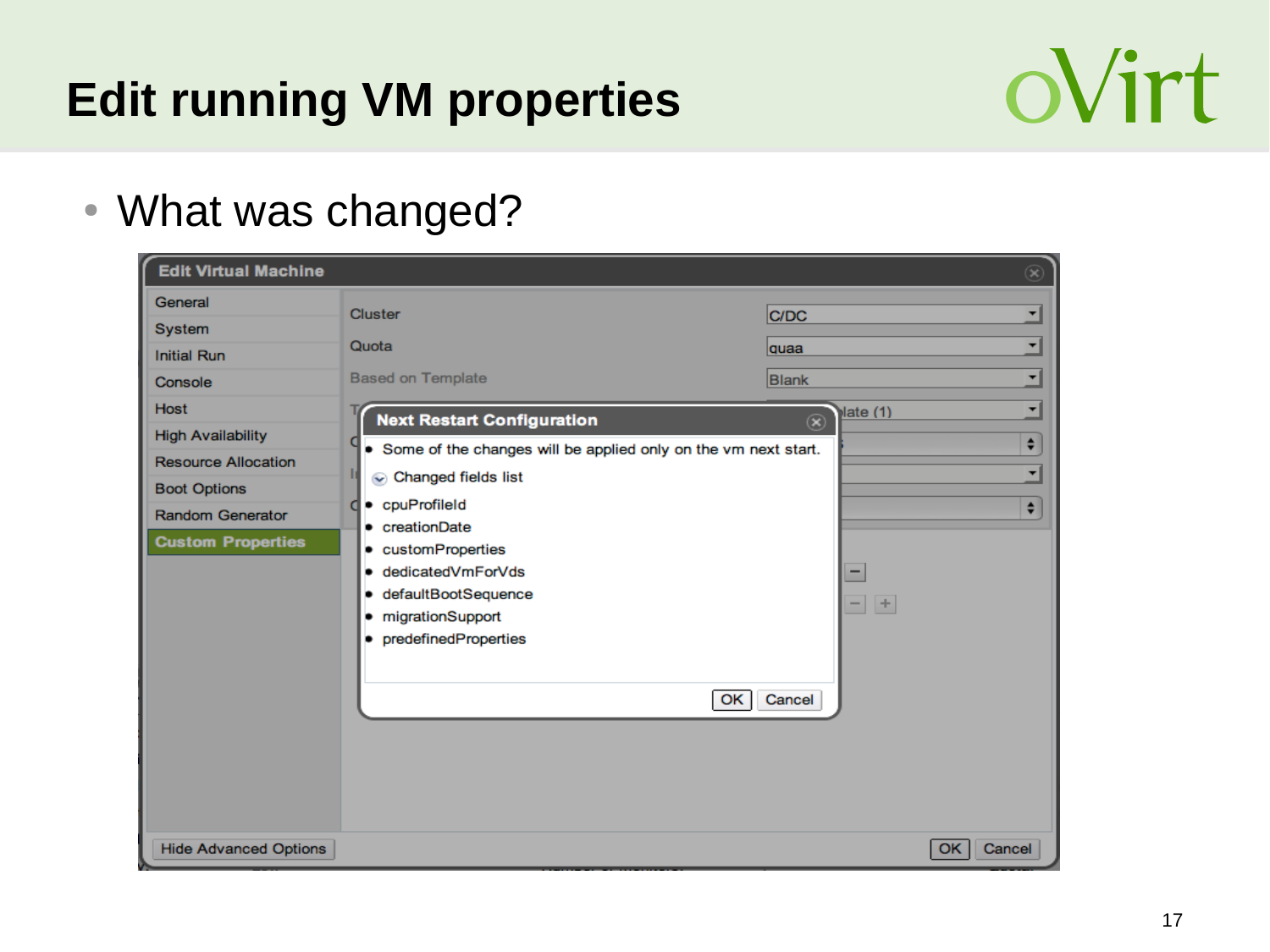# Edit running VM properties

- What was changed?

**Edit Virtual Machine**

- General
- System
- Initial Run
- Console
- Host
- High Availability
- Resource Allocation
- Boot Options
- Random Generator
- **Custom Properties**

| | |
|---|---|
| Cluster | C/DC |
| Quota | quaa |
| Based on Template | Blank |

**Next Restart Configuration**

- Some of the changes will be applied only on the vm next start.

Changed fields list

- cpuProfileId
- creationDate
- customProperties
- dedicatedVmForVds
- defaultBootSequence
- migrationSupport
- predefinedProperties

OK Cancel

Hide Advanced Options

OK Cancel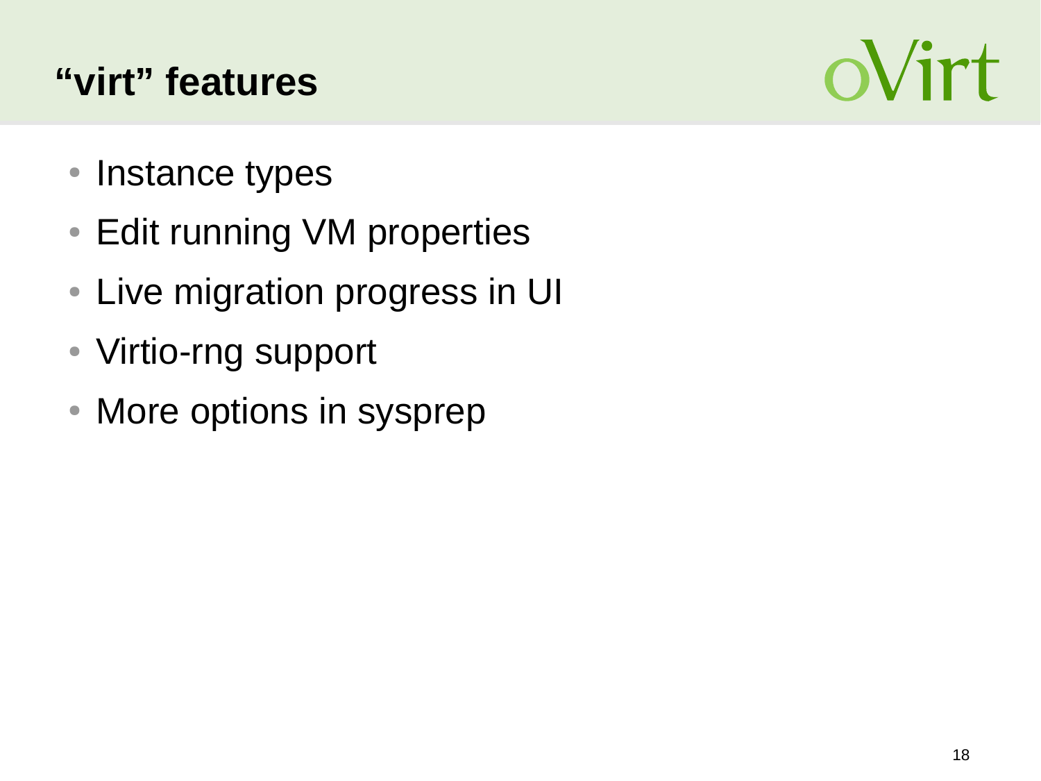# “virt” features

- Instance types
- Edit running VM properties
- Live migration progress in UI
- Virtio-rng support
- More options in sysprep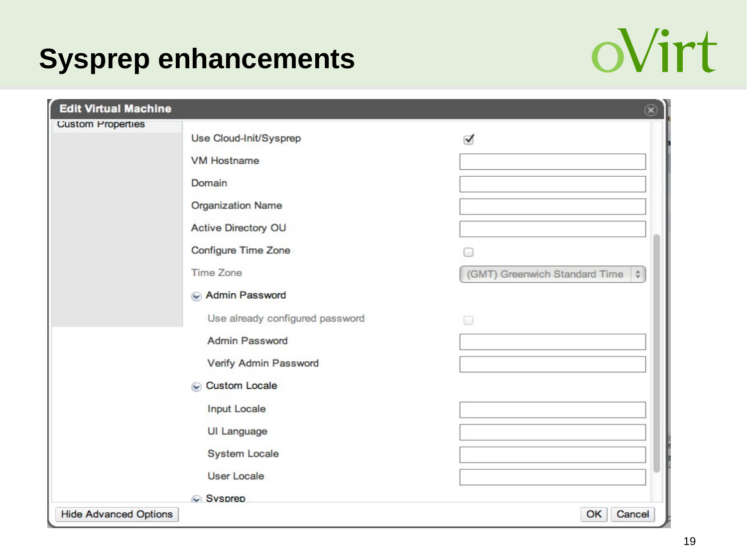# Sysprep enhancements

**Edit Virtual Machine**

Custom Properties

| | |
|---|---|
| Use Cloud-Init/Sysprep | ☑ |
| VM Hostname | |
| Domain | |
| Organization Name | |
| Active Directory OU | |
| Configure Time Zone | ☐ |
| Time Zone | (GMT) Greenwich Standard Time |

**Admin Password**

| | |
|---|---|
| Use already configured password | ☐ |
| Admin Password | |
| Verify Admin Password | |

**Custom Locale**

| | |
|---|---|
| Input Locale | |
| UI Language | |
| System Locale | |
| User Locale | |

**Sysprep**

Hide Advanced Options | OK | Cancel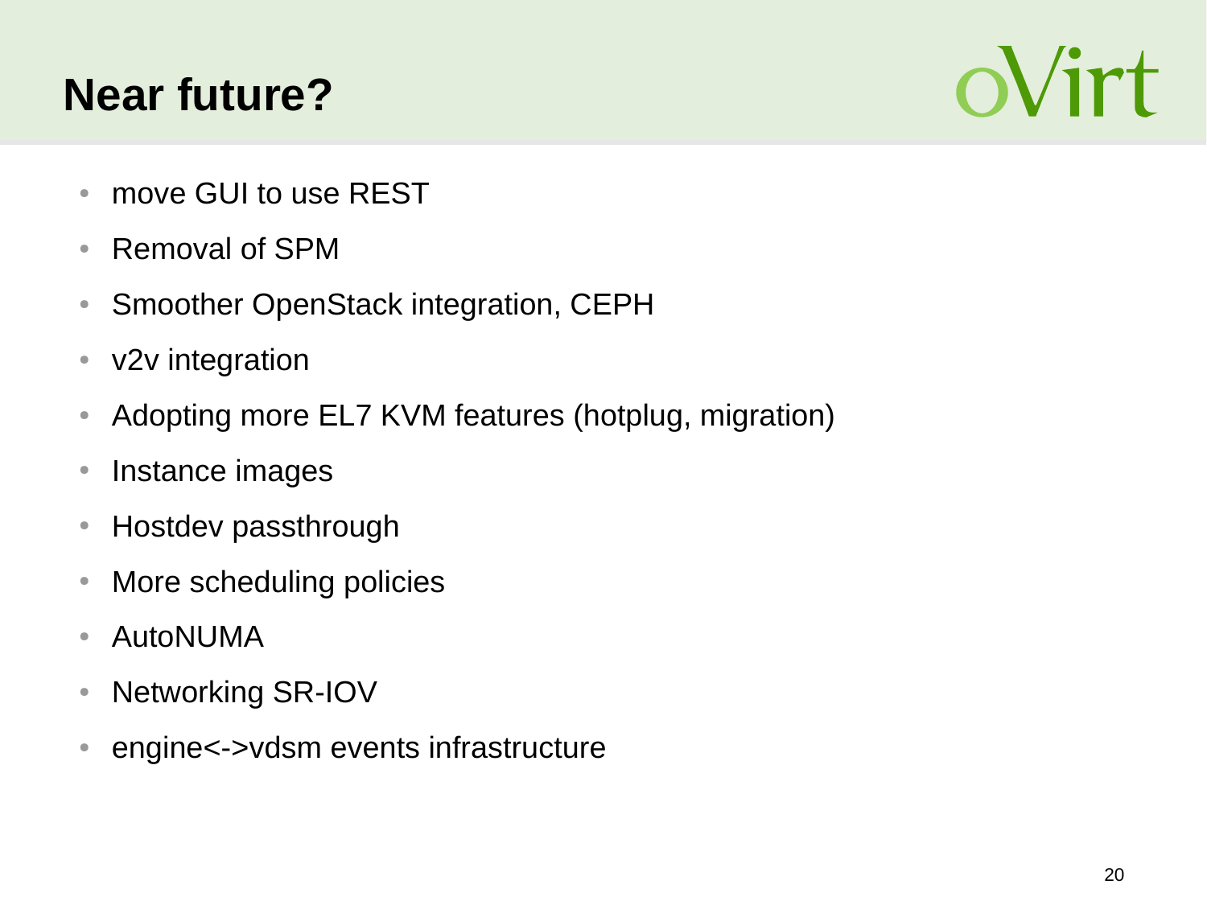# Near future?

- move GUI to use REST
- Removal of SPM
- Smoother OpenStack integration, CEPH
- v2v integration
- Adopting more EL7 KVM features (hotplug, migration)
- Instance images
- Hostdev passthrough
- More scheduling policies
- AutoNUMA
- Networking SR-IOV
- engine<->vdsm events infrastructure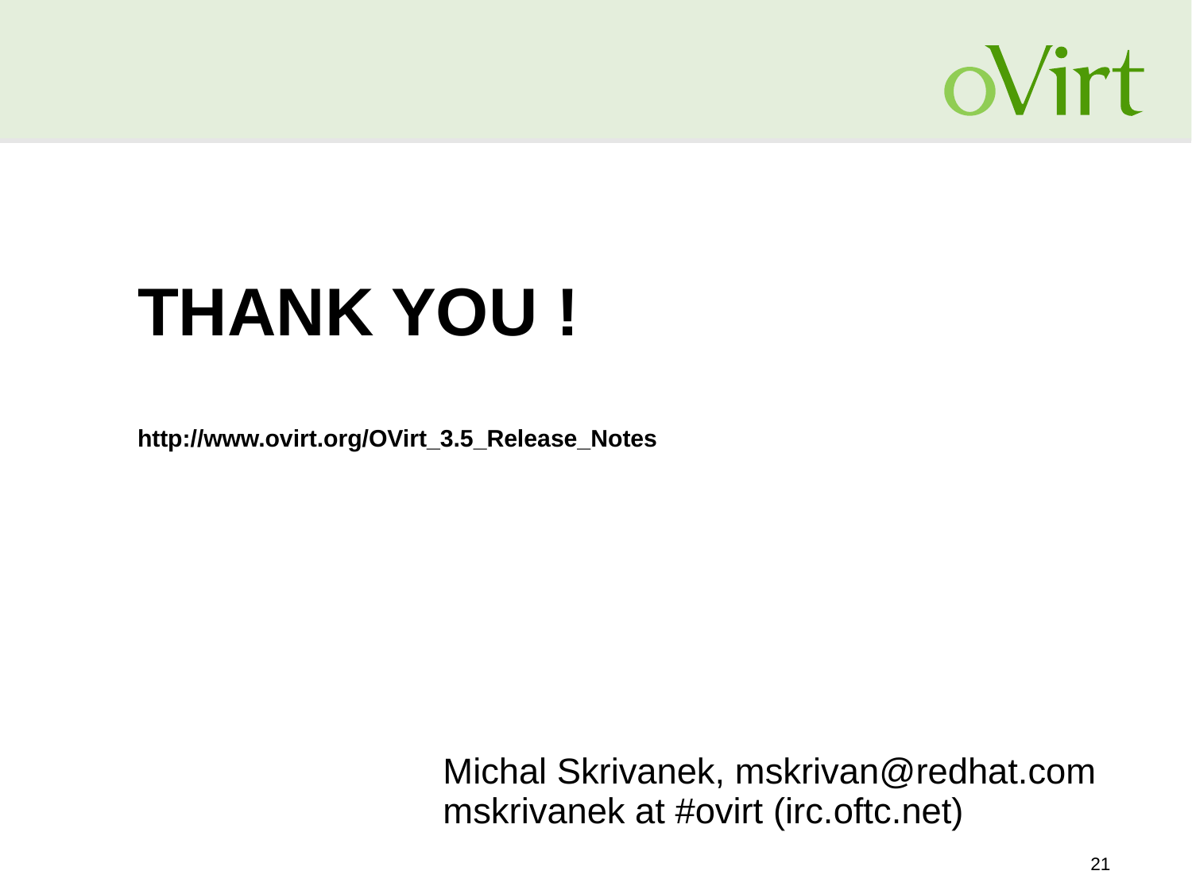oVirt

# THANK YOU !

**http://www.ovirt.org/OVirt_3.5_Release_Notes**

Michal Skrivanek, mskrivan@redhat.com
mskrivanek at #ovirt (irc.oftc.net)